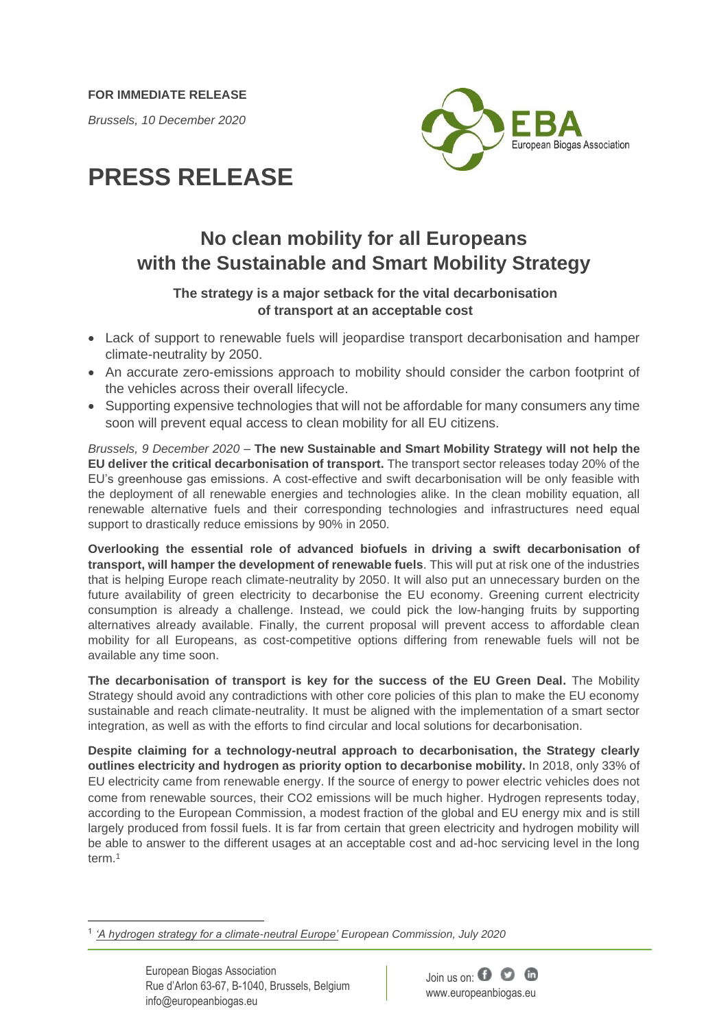**FOR IMMEDIATE RELEASE**

*Brussels, 10 December 2020*

# PRESS RELEASE

## No clean mobility for all Europeans with the Sustainable and Smart Mobility Strategy

**The strategy is a major setback for the vital decarbonisation of transport at an acceptable cost**

- Lack of support to renewable fuels will jeopardise transport decarbonisation and hamper climate-neutrality by 2050.
- An accurate zero-emissions approach to mobility should consider the carbon footprint of the vehicles across their overall lifecycle.
- Supporting expensive technologies that will not be affordable for many consumers any time soon will prevent equal access to clean mobility for all EU citizens.

*Brussels, 9 December 2020* – **The new Sustainable and Smart Mobility Strategy will not help the EU deliver the critical decarbonisation of transport.** The transport sector releases today 20% of the EU's greenhouse gas emissions. A cost-effective and swift decarbonisation will be only feasible with the deployment of all renewable energies and technologies alike. In the clean mobility equation, all renewable alternative fuels and their corresponding technologies and infrastructures need equal support to drastically reduce emissions by 90% in 2050.

**Overlooking the essential role of advanced biofuels in driving a swift decarbonisation of transport, will hamper the development of renewable fuels**. This will put at risk one of the industries that is helping Europe reach climate-neutrality by 2050. It will also put an unnecessary burden on the future availability of green electricity to decarbonise the EU economy. Greening current electricity consumption is already a challenge. Instead, we could pick the low-hanging fruits by supporting alternatives already available. Finally, the current proposal will prevent access to affordable clean mobility for all Europeans, as cost-competitive options differing from renewable fuels will not be available any time soon.

**The decarbonisation of transport is key for the success of the EU Green Deal.** The Mobility Strategy should avoid any contradictions with other core policies of this plan to make the EU economy sustainable and reach climate-neutrality. It must be aligned with the implementation of a smart sector integration, as well as with the efforts to find circular and local solutions for decarbonisation.

**Despite claiming for a technology-neutral approach to decarbonisation, the Strategy clearly outlines electricity and hydrogen as priority option to decarbonise mobility.** In 2018, only 33% of EU electricity came from renewable energy. If the source of energy to power electric vehicles does not come from renewable sources, their $CO_2$ emissions will be much higher. Hydrogen represents today, according to the European Commission, a modest fraction of the global and EU energy mix and is still largely produced from fossil fuels. It is far from certain that green electricity and hydrogen mobility will be able to answer to the different usages at an acceptable cost and ad-hoc servicing level in the long term.[1]

---

[1] *'A hydrogen strategy for a climate-neutral Europe' European Commission, July 2020*

European Biogas Association
Rue d'Arlon 63-67, B-1040, Brussels, Belgium
info@europeanbiogas.eu

Join us on:
www.europeanbiogas.eu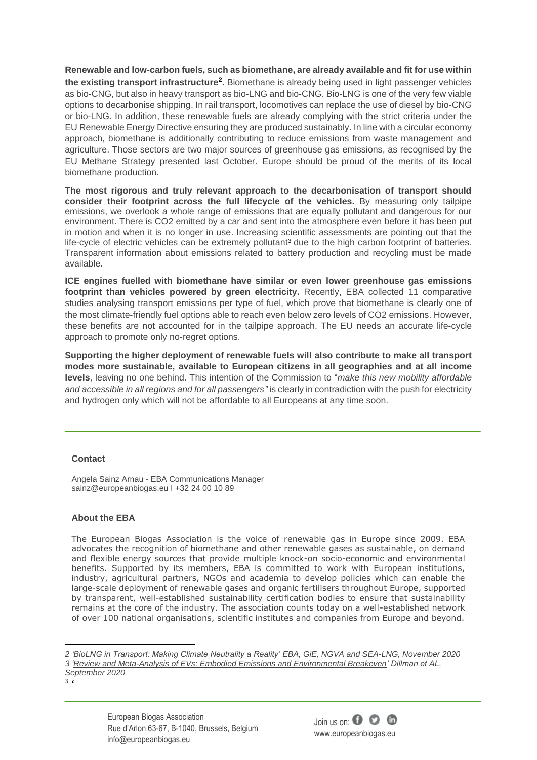**Renewable and low-carbon fuels, such as biomethane, are already available and fit for use within the existing transport infrastructure[2].** Biomethane is already being used in light passenger vehicles as bio-CNG, but also in heavy transport as bio-LNG and bio-CNG. Bio-LNG is one of the very few viable options to decarbonise shipping. In rail transport, locomotives can replace the use of diesel by bio-CNG or bio-LNG. In addition, these renewable fuels are already complying with the strict criteria under the EU Renewable Energy Directive ensuring they are produced sustainably. In line with a circular economy approach, biomethane is additionally contributing to reduce emissions from waste management and agriculture. Those sectors are two major sources of greenhouse gas emissions, as recognised by the EU Methane Strategy presented last October. Europe should be proud of the merits of its local biomethane production.

**The most rigorous and truly relevant approach to the decarbonisation of transport should consider their footprint across the full lifecycle of the vehicles.** By measuring only tailpipe emissions, we overlook a whole range of emissions that are equally pollutant and dangerous for our environment. There is $CO_2$ emitted by a car and sent into the atmosphere even before it has been put in motion and when it is no longer in use. Increasing scientific assessments are pointing out that the life-cycle of electric vehicles can be extremely pollutant[3] due to the high carbon footprint of batteries. Transparent information about emissions related to battery production and recycling must be made available.

**ICE engines fuelled with biomethane have similar or even lower greenhouse gas emissions footprint than vehicles powered by green electricity.** Recently, EBA collected 11 comparative studies analysing transport emissions per type of fuel, which prove that biomethane is clearly one of the most climate-friendly fuel options able to reach even below zero levels of $CO_2$ emissions. However, these benefits are not accounted for in the tailpipe approach. The EU needs an accurate life-cycle approach to promote only no-regret options.

**Supporting the higher deployment of renewable fuels will also contribute to make all transport modes more sustainable, available to European citizens in all geographies and at all income levels**, leaving no one behind. This intention of the Commission to "*make this new mobility affordable and accessible in all regions and for all passengers"* is clearly in contradiction with the push for electricity and hydrogen only which will not be affordable to all Europeans at any time soon.

---

**Contact**

Angela Sainz Arnau - EBA Communications Manager
sainz@europeanbiogas.eu I +32 24 00 10 89

**About the EBA**

The European Biogas Association is the voice of renewable gas in Europe since 2009. EBA advocates the recognition of biomethane and other renewable gases as sustainable, on demand and flexible energy sources that provide multiple knock-on socio-economic and environmental benefits. Supported by its members, EBA is committed to work with European institutions, industry, agricultural partners, NGOs and academia to develop policies which can enable the large-scale deployment of renewable gases and organic fertilisers throughout Europe, supported by transparent, well-established sustainability certification bodies to ensure that sustainability remains at the core of the industry. The association counts today on a well-established network of over 100 national organisations, scientific institutes and companies from Europe and beyond.

---

*2 'BioLNG in Transport: Making Climate Neutrality a Reality' EBA, GiE, NGVA and SEA-LNG, November 2020*
*3 'Review and Meta-Analysis of EVs: Embodied Emissions and Environmental Breakeven' Dillman et AL, September 2020*

European Biogas Association
Rue d'Arlon 63-67, B-1040, Brussels, Belgium
info@europeanbiogas.eu

Join us on:
www.europeanbiogas.eu